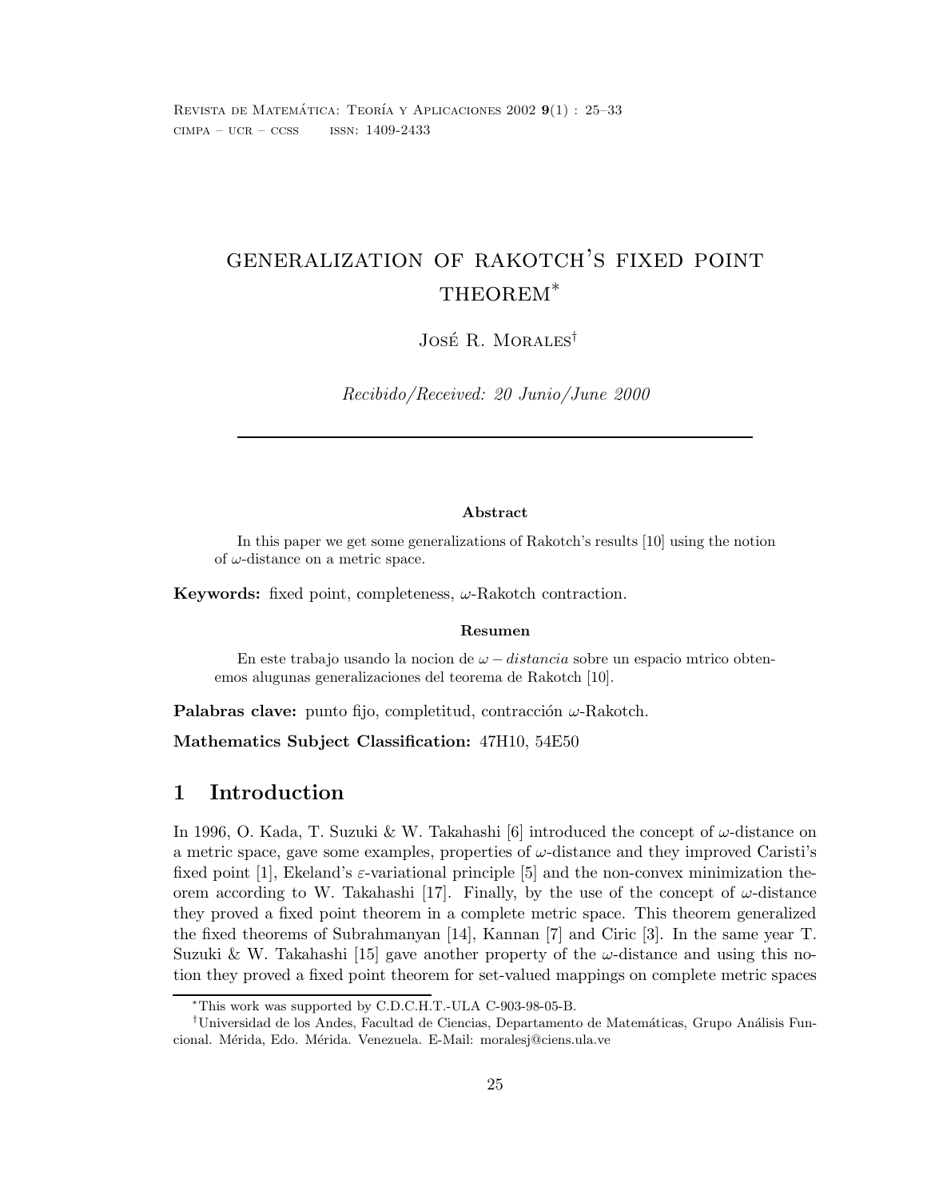# GENERALIZATION OF RAKOTCH'S FIXED POINT THEOREM*

José R. Morales†

*Recibido/Received: 20 Junio/June 2000*

---

**Abstract**

In this paper we get some generalizations of Rakotch's results [10] using the notion of $\omega$-distance on a metric space.

**Keywords:** fixed point, completeness, $\omega$-Rakotch contraction.

**Resumen**

En este trabajo usando la nocion de $\omega - distancia$ sobre un espacio mtrico obtenemos alugunas generalizaciones del teorema de Rakotch [10].

**Palabras clave:** punto fijo, completitud, contracción $\omega$-Rakotch.

**Mathematics Subject Classification:** 47H10, 54E50

## 1 Introduction

In 1996, O. Kada, T. Suzuki & W. Takahashi [6] introduced the concept of $\omega$-distance on a metric space, gave some examples, properties of $\omega$-distance and they improved Caristi's fixed point [1], Ekeland's $\varepsilon$-variational principle [5] and the non-convex minimization theorem according to W. Takahashi [17]. Finally, by the use of the concept of $\omega$-distance they proved a fixed point theorem in a complete metric space. This theorem generalized the fixed theorems of Subrahmanyan [14], Kannan [7] and Ciric [3]. In the same year T. Suzuki & W. Takahashi [15] gave another property of the $\omega$-distance and using this notion they proved a fixed point theorem for set-valued mappings on complete metric spaces

---

*This work was supported by C.D.C.H.T.-ULA C-903-98-05-B.

†Universidad de los Andes, Facultad de Ciencias, Departamento de Matemáticas, Grupo Análisis Funcional. Mérida, Edo. Mérida. Venezuela. E-Mail: moralesj@ciens.ula.ve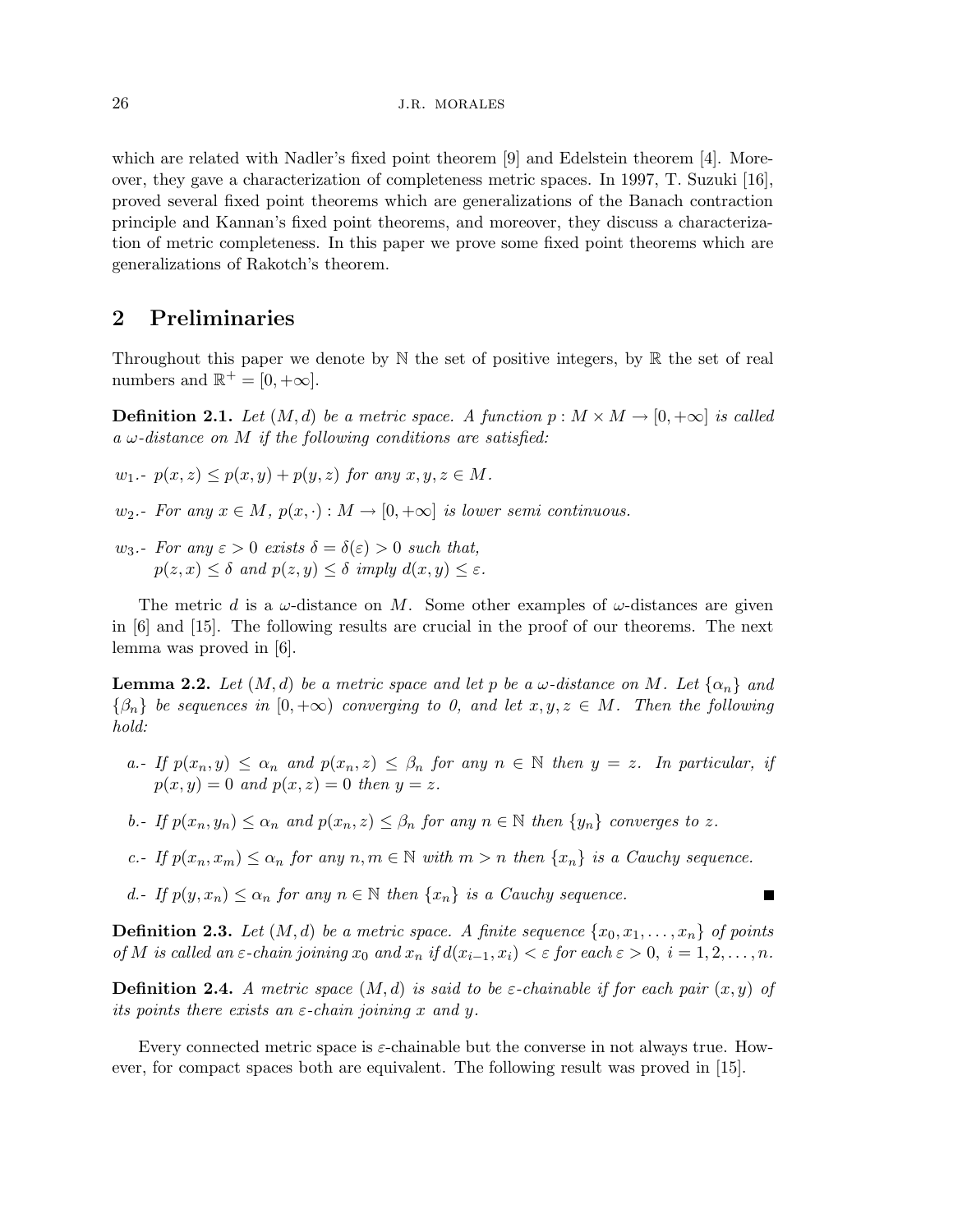which are related with Nadler's fixed point theorem [9] and Edelstein theorem [4]. Moreover, they gave a characterization of completeness metric spaces. In 1997, T. Suzuki [16], proved several fixed point theorems which are generalizations of the Banach contraction principle and Kannan's fixed point theorems, and moreover, they discuss a characterization of metric completeness. In this paper we prove some fixed point theorems which are generalizations of Rakotch's theorem.

## 2 Preliminaries

Throughout this paper we denote by $\mathbb{N}$ the set of positive integers, by $\mathbb{R}$ the set of real numbers and $\mathbb{R}^+ = [0, +\infty]$.

**Definition 2.1.** *Let $(M, d)$ be a metric space. A function $p : M \times M \to [0, +\infty]$ is called a $\omega$-distance on $M$ if the following conditions are satisfied:*

$w_1$.- *$p(x, z) \leq p(x, y) + p(y, z)$ for any $x, y, z \in M$.*

$w_2$.- *For any $x \in M$, $p(x, \cdot) : M \to [0, +\infty]$ is lower semi continuous.*

$w_3$.- *For any $\varepsilon > 0$ exists $\delta = \delta(\varepsilon) > 0$ such that,*
*$p(z, x) \leq \delta$ and $p(z, y) \leq \delta$ imply $d(x, y) \leq \varepsilon$.*

The metric $d$ is a $\omega$-distance on $M$. Some other examples of $\omega$-distances are given in [6] and [15]. The following results are crucial in the proof of our theorems. The next lemma was proved in [6].

**Lemma 2.2.** *Let $(M, d)$ be a metric space and let $p$ be a $\omega$-distance on $M$. Let $\{\alpha_n\}$ and $\{\beta_n\}$ be sequences in $[0, +\infty)$ converging to 0, and let $x, y, z \in M$. Then the following hold:*

*a.- If $p(x_n, y) \leq \alpha_n$ and $p(x_n, z) \leq \beta_n$ for any $n \in \mathbb{N}$ then $y = z$. In particular, if $p(x, y) = 0$ and $p(x, z) = 0$ then $y = z$.*

*b.- If $p(x_n, y_n) \leq \alpha_n$ and $p(x_n, z) \leq \beta_n$ for any $n \in \mathbb{N}$ then $\{y_n\}$ converges to $z$.*

*c.- If $p(x_n, x_m) \leq \alpha_n$ for any $n, m \in \mathbb{N}$ with $m > n$ then $\{x_n\}$ is a Cauchy sequence.*

*d.- If $p(y, x_n) \leq \alpha_n$ for any $n \in \mathbb{N}$ then $\{x_n\}$ is a Cauchy sequence.* ∎

**Definition 2.3.** *Let $(M, d)$ be a metric space. A finite sequence $\{x_0, x_1, \ldots, x_n\}$ of points of $M$ is called an $\varepsilon$-chain joining $x_0$ and $x_n$ if $d(x_{i-1}, x_i) < \varepsilon$ for each $\varepsilon > 0$, $i = 1, 2, \ldots, n$.*

**Definition 2.4.** *A metric space $(M, d)$ is said to be $\varepsilon$-chainable if for each pair $(x, y)$ of its points there exists an $\varepsilon$-chain joining $x$ and $y$.*

Every connected metric space is $\varepsilon$-chainable but the converse in not always true. However, for compact spaces both are equivalent. The following result was proved in [15].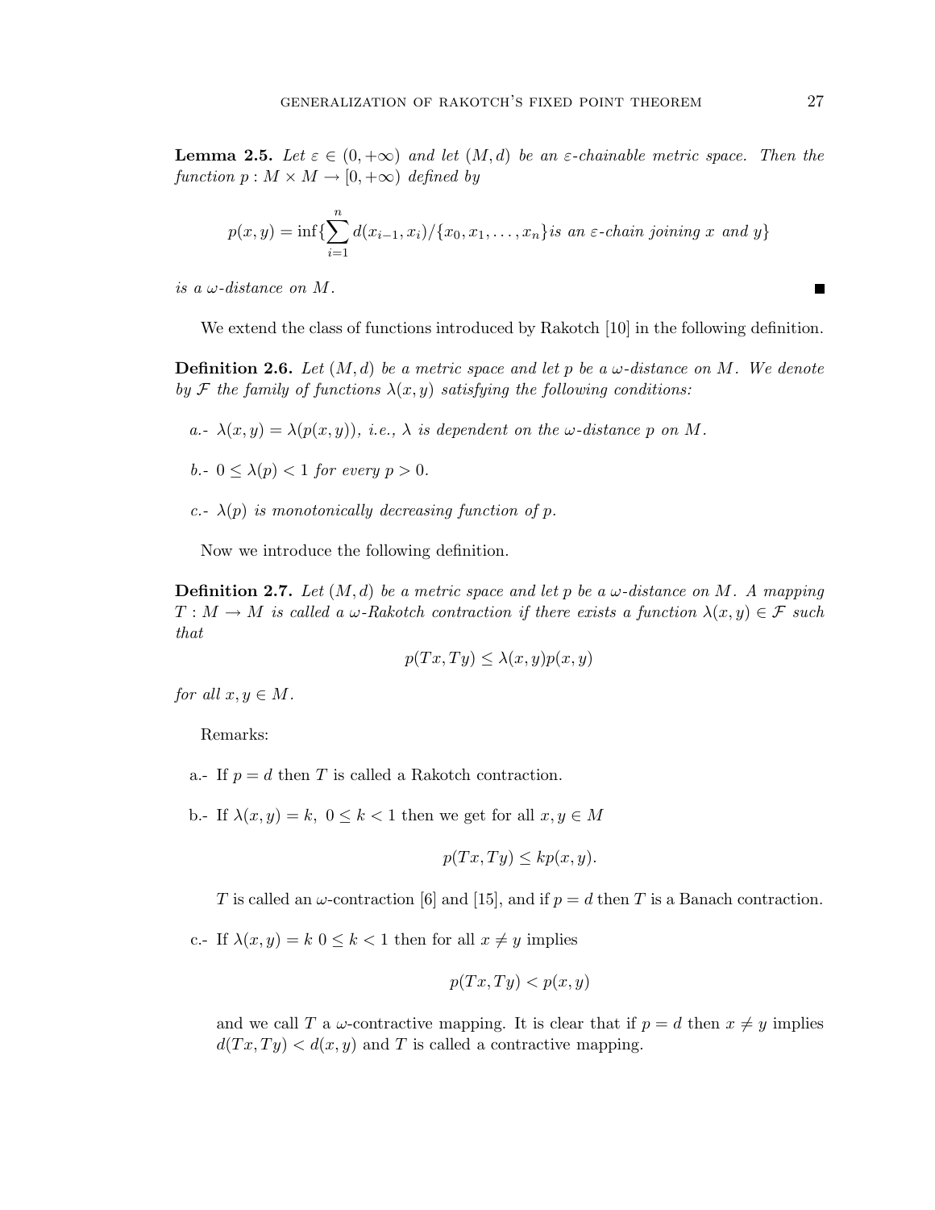**Lemma 2.5.** *Let $\varepsilon \in (0, +\infty)$ and let $(M, d)$ be an $\varepsilon$-chainable metric space. Then the function $p : M \times M \to [0, +\infty)$ defined by*

$$p(x, y) = \inf\{\sum_{i=1}^{n} d(x_{i-1}, x_i)/\{x_0, x_1, \ldots, x_n\} \textit{is an } \varepsilon\textit{-chain joining } x \textit{ and } y\}$$

*is a $\omega$-distance on $M$.* ∎

We extend the class of functions introduced by Rakotch [10] in the following definition.

**Definition 2.6.** *Let $(M, d)$ be a metric space and let $p$ be a $\omega$-distance on $M$. We denote by $\mathcal{F}$ the family of functions $\lambda(x, y)$ satisfying the following conditions:*

*a.- $\lambda(x, y) = \lambda(p(x, y))$, i.e., $\lambda$ is dependent on the $\omega$-distance $p$ on $M$.*

*b.- $0 \le \lambda(p) < 1$ for every $p > 0$.*

*c.- $\lambda(p)$ is monotonically decreasing function of $p$.*

Now we introduce the following definition.

**Definition 2.7.** *Let $(M, d)$ be a metric space and let $p$ be a $\omega$-distance on $M$. A mapping $T : M \to M$ is called a $\omega$-Rakotch contraction if there exists a function $\lambda(x, y) \in \mathcal{F}$ such that*

$$p(Tx, Ty) \le \lambda(x, y)p(x, y)$$

*for all $x, y \in M$.*

Remarks:

a.- If $p = d$ then $T$ is called a Rakotch contraction.

b.- If $\lambda(x, y) = k,\ 0 \le k < 1$ then we get for all $x, y \in M$

$$p(Tx, Ty) \le kp(x, y).$$

$T$ is called an $\omega$-contraction [6] and [15], and if $p = d$ then $T$ is a Banach contraction.

c.- If $\lambda(x, y) = k\ 0 \le k < 1$ then for all $x \neq y$ implies

$$p(Tx, Ty) < p(x, y)$$

and we call $T$ a $\omega$-contractive mapping. It is clear that if $p = d$ then $x \neq y$ implies $d(Tx, Ty) < d(x, y)$ and $T$ is called a contractive mapping.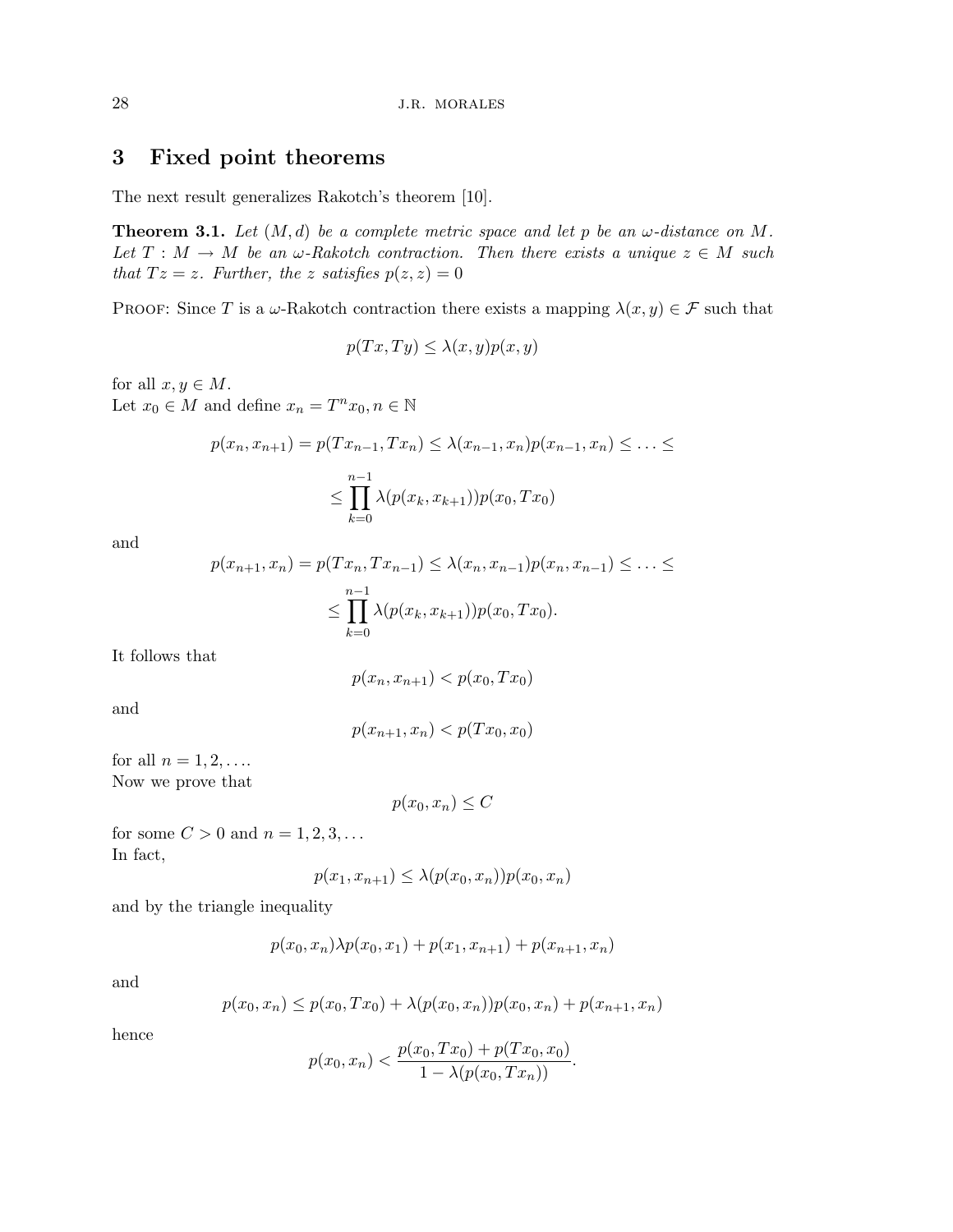## 3 Fixed point theorems

The next result generalizes Rakotch's theorem [10].

**Theorem 3.1.** *Let $(M, d)$ be a complete metric space and let $p$ be an $\omega$-distance on $M$. Let $T : M \to M$ be an $\omega$-Rakotch contraction. Then there exists a unique $z \in M$ such that $Tz = z$. Further, the $z$ satisfies $p(z, z) = 0$*

Proof: Since $T$ is a $\omega$-Rakotch contraction there exists a mapping $\lambda(x, y) \in \mathcal{F}$ such that

$$p(Tx, Ty) \leq \lambda(x, y)p(x, y)$$

for all $x, y \in M$.
Let $x_0 \in M$ and define $x_n = T^n x_0, n \in \mathbb{N}$

$$p(x_n, x_{n+1}) = p(Tx_{n-1}, Tx_n) \leq \lambda(x_{n-1}, x_n)p(x_{n-1}, x_n) \leq \ldots \leq$$

$$\leq \prod_{k=0}^{n-1} \lambda(p(x_k, x_{k+1}))p(x_0, Tx_0)$$

and

$$p(x_{n+1}, x_n) = p(Tx_n, Tx_{n-1}) \leq \lambda(x_n, x_{n-1})p(x_n, x_{n-1}) \leq \ldots \leq$$

$$\leq \prod_{k=0}^{n-1} \lambda(p(x_k, x_{k+1}))p(x_0, Tx_0).$$

It follows that

$$p(x_n, x_{n+1}) < p(x_0, Tx_0)$$

and

$$p(x_{n+1}, x_n) < p(Tx_0, x_0)$$

for all $n = 1, 2, \ldots$.
Now we prove that

$$p(x_0, x_n) \leq C$$

for some $C > 0$ and $n = 1, 2, 3, \ldots$
In fact,

$$p(x_1, x_{n+1}) \leq \lambda(p(x_0, x_n))p(x_0, x_n)$$

and by the triangle inequality

$$p(x_0, x_n)\lambda p(x_0, x_1) + p(x_1, x_{n+1}) + p(x_{n+1}, x_n)$$

and

$$p(x_0, x_n) \leq p(x_0, Tx_0) + \lambda(p(x_0, x_n))p(x_0, x_n) + p(x_{n+1}, x_n)$$

hence

$$p(x_0, x_n) < \frac{p(x_0, Tx_0) + p(Tx_0, x_0)}{1 - \lambda(p(x_0, Tx_n))}.$$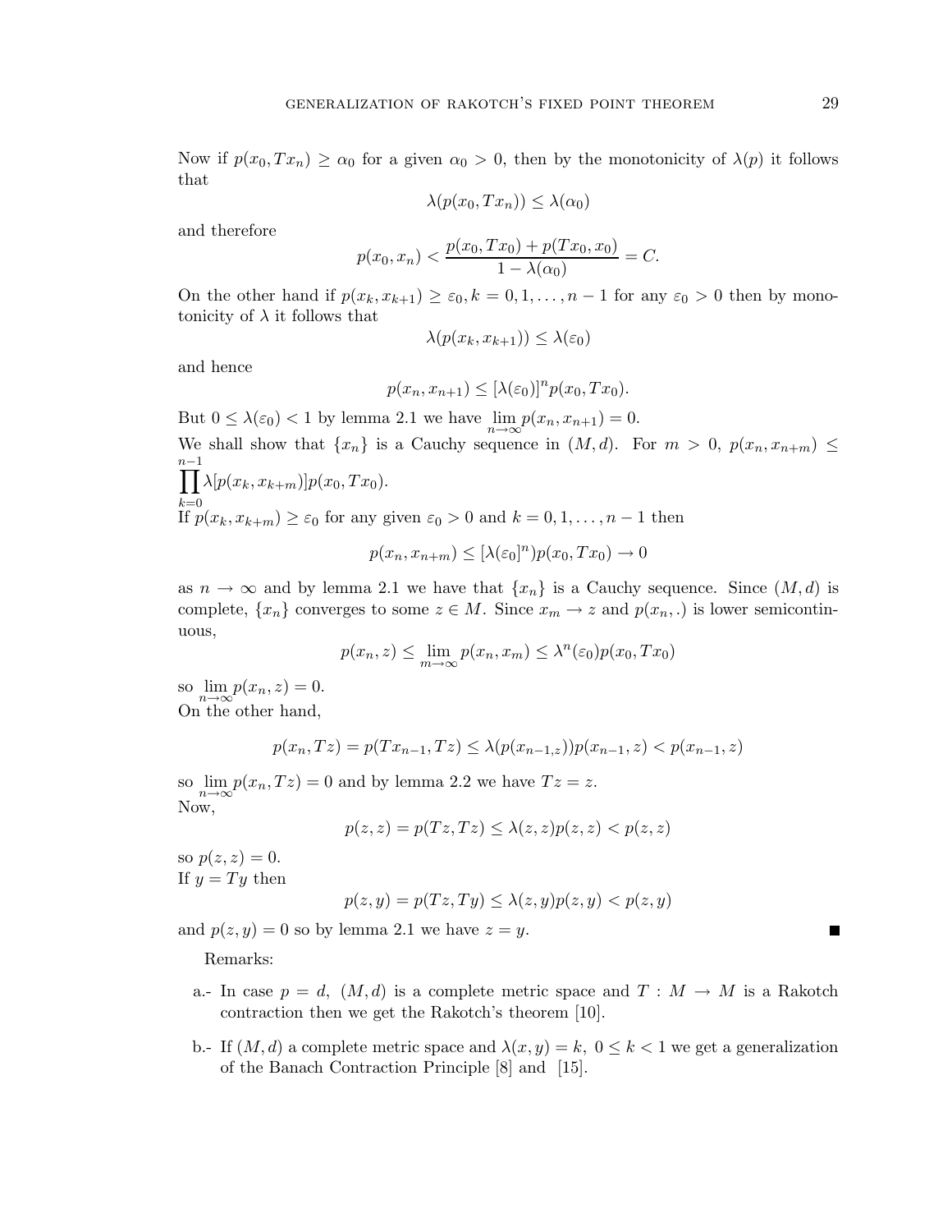Now if $p(x_0, Tx_n) \geq \alpha_0$ for a given $\alpha_0 > 0$, then by the monotonicity of $\lambda(p)$ it follows that

$$\lambda(p(x_0, Tx_n)) \leq \lambda(\alpha_0)$$

and therefore

$$p(x_0, x_n) < \frac{p(x_0, Tx_0) + p(Tx_0, x_0)}{1 - \lambda(\alpha_0)} = C.$$

On the other hand if $p(x_k, x_{k+1}) \geq \varepsilon_0, k = 0, 1, \ldots, n-1$ for any $\varepsilon_0 > 0$ then by monotonicity of $\lambda$ it follows that

$$\lambda(p(x_k, x_{k+1})) \leq \lambda(\varepsilon_0)$$

and hence

$$p(x_n, x_{n+1}) \leq [\lambda(\varepsilon_0)]^n p(x_0, Tx_0).$$

But $0 \leq \lambda(\varepsilon_0) < 1$ by lemma 2.1 we have $\lim_{n\to\infty} p(x_n, x_{n+1}) = 0$.

We shall show that $\{x_n\}$ is a Cauchy sequence in $(M, d)$. For $m > 0$, $p(x_n, x_{n+m}) \leq \prod_{k=0}^{n-1} \lambda[p(x_k, x_{k+m})] p(x_0, Tx_0)$.

If $p(x_k, x_{k+m}) \geq \varepsilon_0$ for any given $\varepsilon_0 > 0$ and $k = 0, 1, \ldots, n-1$ then

$$p(x_n, x_{n+m}) \leq [\lambda(\varepsilon_0]^n) p(x_0, Tx_0) \to 0$$

as $n \to \infty$ and by lemma 2.1 we have that $\{x_n\}$ is a Cauchy sequence. Since $(M, d)$ is complete, $\{x_n\}$ converges to some $z \in M$. Since $x_m \to z$ and $p(x_n, .)$ is lower semicontinuous,

$$p(x_n, z) \leq \lim_{m\to\infty} p(x_n, x_m) \leq \lambda^n(\varepsilon_0) p(x_0, Tx_0)$$

so $\lim_{n\to\infty} p(x_n, z) = 0$.

On the other hand,

$$p(x_n, Tz) = p(Tx_{n-1}, Tz) \leq \lambda(p(x_{n-1,z})) p(x_{n-1}, z) < p(x_{n-1}, z)$$

so $\lim_{n\to\infty} p(x_n, Tz) = 0$ and by lemma 2.2 we have $Tz = z$.

Now,

$$p(z, z) = p(Tz, Tz) \leq \lambda(z, z) p(z, z) < p(z, z)$$

so $p(z, z) = 0$.

If $y = Ty$ then

$$p(z, y) = p(Tz, Ty) \leq \lambda(z, y) p(z, y) < p(z, y)$$

and $p(z, y) = 0$ so by lemma 2.1 we have $z = y$. ∎

Remarks:

a.- In case $p = d$, $(M, d)$ is a complete metric space and $T : M \to M$ is a Rakotch contraction then we get the Rakotch's theorem [10].

b.- If $(M, d)$ a complete metric space and $\lambda(x, y) = k$, $0 \leq k < 1$ we get a generalization of the Banach Contraction Principle [8] and [15].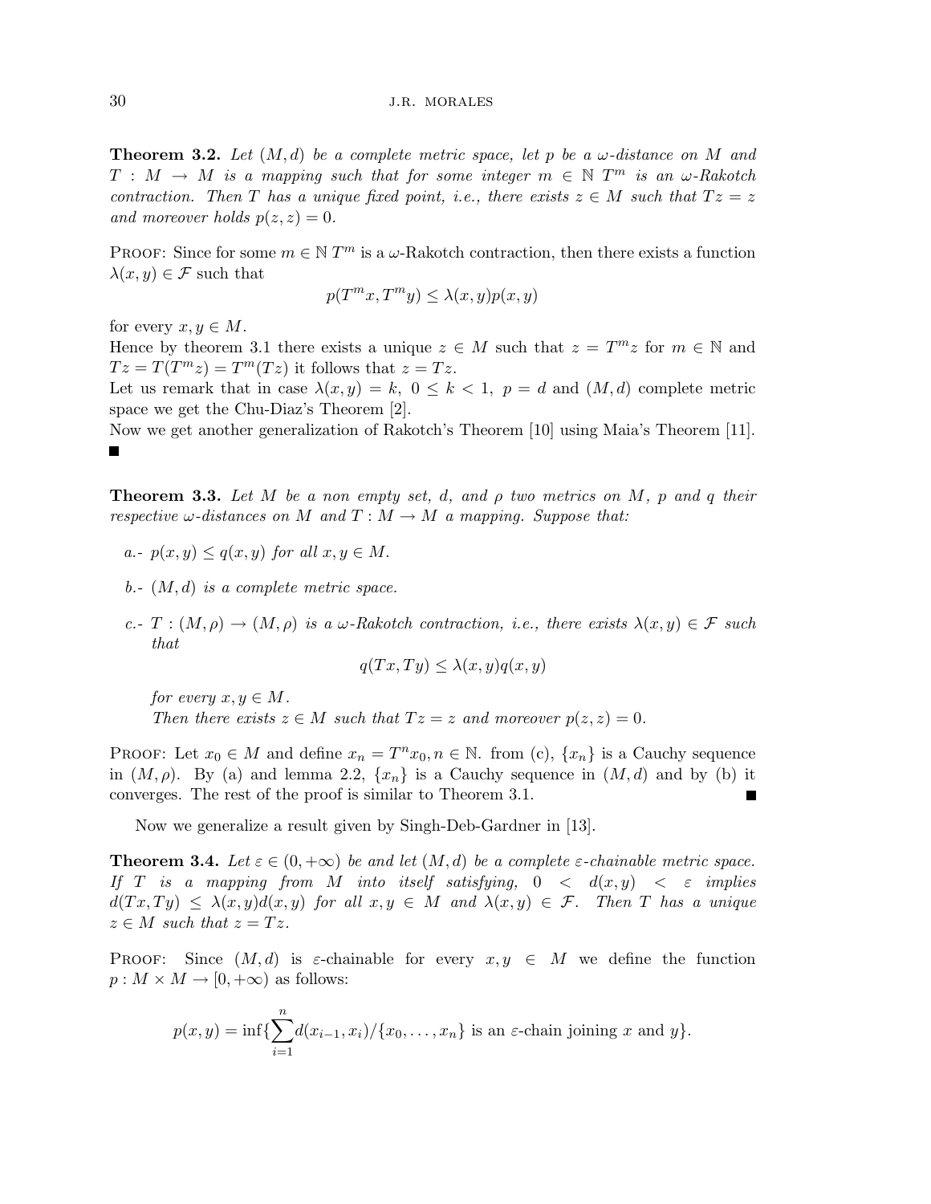**Theorem 3.2.** *Let $(M, d)$ be a complete metric space, let $p$ be a $\omega$-distance on $M$ and $T : M \to M$ is a mapping such that for some integer $m \in \mathbb{N}$ $T^m$ is an $\omega$-Rakotch contraction. Then $T$ has a unique fixed point, i.e., there exists $z \in M$ such that $Tz = z$ and moreover holds $p(z, z) = 0$.*

Proof: Since for some $m \in \mathbb{N}$ $T^m$ is a $\omega$-Rakotch contraction, then there exists a function $\lambda(x, y) \in \mathcal{F}$ such that

$$p(T^m x, T^m y) \leq \lambda(x, y)p(x, y)$$

for every $x, y \in M$.

Hence by theorem 3.1 there exists a unique $z \in M$ such that $z = T^m z$ for $m \in \mathbb{N}$ and $Tz = T(T^m z) = T^m(Tz)$ it follows that $z = Tz$.

Let us remark that in case $\lambda(x, y) = k,\ 0 \leq k < 1,\ p = d$ and $(M, d)$ complete metric space we get the Chu-Diaz's Theorem [2].

Now we get another generalization of Rakotch's Theorem [10] using Maia's Theorem [11]. ■

**Theorem 3.3.** *Let $M$ be a non empty set, $d$, and $\rho$ two metrics on $M$, $p$ and $q$ their respective $\omega$-distances on $M$ and $T : M \to M$ a mapping. Suppose that:*

*a.- $p(x, y) \leq q(x, y)$ for all $x, y \in M$.*

*b.- $(M, d)$ is a complete metric space.*

*c.- $T : (M, \rho) \to (M, \rho)$ is a $\omega$-Rakotch contraction, i.e., there exists $\lambda(x, y) \in \mathcal{F}$ such that*

$$q(Tx, Ty) \leq \lambda(x, y)q(x, y)$$

*for every $x, y \in M$.*

*Then there exists $z \in M$ such that $Tz = z$ and moreover $p(z, z) = 0$.*

Proof: Let $x_0 \in M$ and define $x_n = T^n x_0, n \in \mathbb{N}$. from (c), $\{x_n\}$ is a Cauchy sequence in $(M, \rho)$. By (a) and lemma 2.2, $\{x_n\}$ is a Cauchy sequence in $(M, d)$ and by (b) it converges. The rest of the proof is similar to Theorem 3.1. ■

Now we generalize a result given by Singh-Deb-Gardner in [13].

**Theorem 3.4.** *Let $\varepsilon \in (0, +\infty)$ be and let $(M, d)$ be a complete $\varepsilon$-chainable metric space. If $T$ is a mapping from $M$ into itself satisfying, $0 < d(x, y) < \varepsilon$ implies $d(Tx, Ty) \leq \lambda(x, y)d(x, y)$ for all $x, y \in M$ and $\lambda(x, y) \in \mathcal{F}$. Then $T$ has a unique $z \in M$ such that $z = Tz$.*

Proof: Since $(M, d)$ is $\varepsilon$-chainable for every $x, y \in M$ we define the function $p : M \times M \to [0, +\infty)$ as follows:

$$p(x, y) = \inf\{\sum_{i=1}^{n} d(x_{i-1}, x_i) / \{x_0, \ldots, x_n\} \text{ is an } \varepsilon\text{-chain joining } x \text{ and } y\}.$$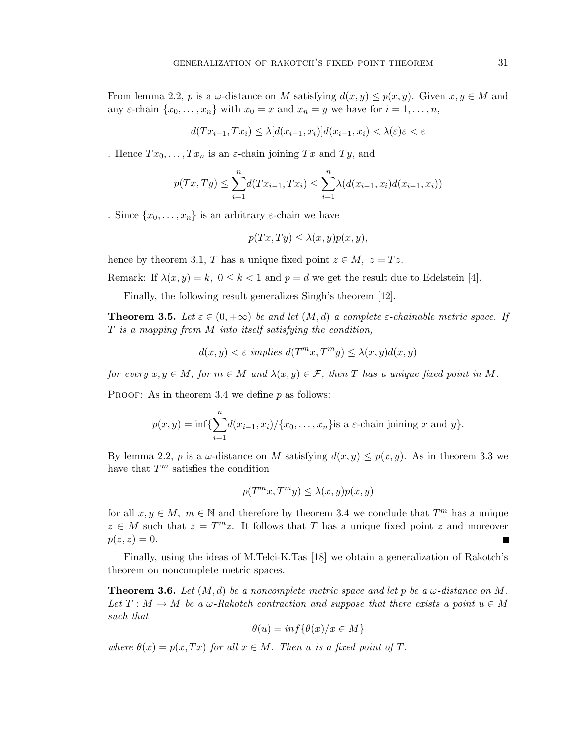From lemma 2.2, $p$ is a $\omega$-distance on $M$ satisfying $d(x,y) \leq p(x,y)$. Given $x, y \in M$ and any $\varepsilon$-chain $\{x_0, \ldots, x_n\}$ with $x_0 = x$ and $x_n = y$ we have for $i = 1, \ldots, n$,

$$d(Tx_{i-1}, Tx_i) \leq \lambda[d(x_{i-1}, x_i)]d(x_{i-1}, x_i) < \lambda(\varepsilon)\varepsilon < \varepsilon$$

. Hence $Tx_0, \ldots, Tx_n$ is an $\varepsilon$-chain joining $Tx$ and $Ty$, and

$$p(Tx, Ty) \leq \sum_{i=1}^{n} d(Tx_{i-1}, Tx_i) \leq \sum_{i=1}^{n} \lambda(d(x_{i-1}, x_i)d(x_{i-1}, x_i))$$

. Since $\{x_0, \ldots, x_n\}$ is an arbitrary $\varepsilon$-chain we have

$$p(Tx, Ty) \leq \lambda(x, y)p(x, y),$$

hence by theorem 3.1, $T$ has a unique fixed point $z \in M,\ z = Tz$.

Remark: If $\lambda(x,y) = k,\ 0 \leq k < 1$ and $p = d$ we get the result due to Edelstein [4].

Finally, the following result generalizes Singh's theorem [12].

**Theorem 3.5.** *Let $\varepsilon \in (0, +\infty)$ be and let $(M, d)$ a complete $\varepsilon$-chainable metric space. If $T$ is a mapping from $M$ into itself satisfying the condition,*

$$d(x,y) < \varepsilon \text{ implies } d(T^m x, T^m y) \leq \lambda(x,y)d(x,y)$$

*for every $x, y \in M$, for $m \in M$ and $\lambda(x,y) \in \mathcal{F}$, then $T$ has a unique fixed point in $M$.*

Proof: As in theorem 3.4 we define $p$ as follows:

$$p(x,y) = \inf\{\sum_{i=1}^{n} d(x_{i-1}, x_i)/\{x_0, \ldots, x_n\} \text{is a } \varepsilon\text{-chain joining } x \text{ and } y\}.$$

By lemma 2.2, $p$ is a $\omega$-distance on $M$ satisfying $d(x,y) \leq p(x,y)$. As in theorem 3.3 we have that $T^m$ satisfies the condition

$$p(T^m x, T^m y) \leq \lambda(x,y)p(x,y)$$

for all $x, y \in M,\ m \in \mathbb{N}$ and therefore by theorem 3.4 we conclude that $T^m$ has a unique $z \in M$ such that $z = T^m z$. It follows that $T$ has a unique fixed point $z$ and moreover $p(z,z) = 0$. ∎

Finally, using the ideas of M.Telci-K.Tas [18] we obtain a generalization of Rakotch's theorem on noncomplete metric spaces.

**Theorem 3.6.** *Let $(M, d)$ be a noncomplete metric space and let $p$ be a $\omega$-distance on $M$. Let $T : M \to M$ be a $\omega$-Rakotch contraction and suppose that there exists a point $u \in M$ such that*

$$\theta(u) = inf\{\theta(x)/x \in M\}$$

*where $\theta(x) = p(x, Tx)$ for all $x \in M$. Then $u$ is a fixed point of $T$.*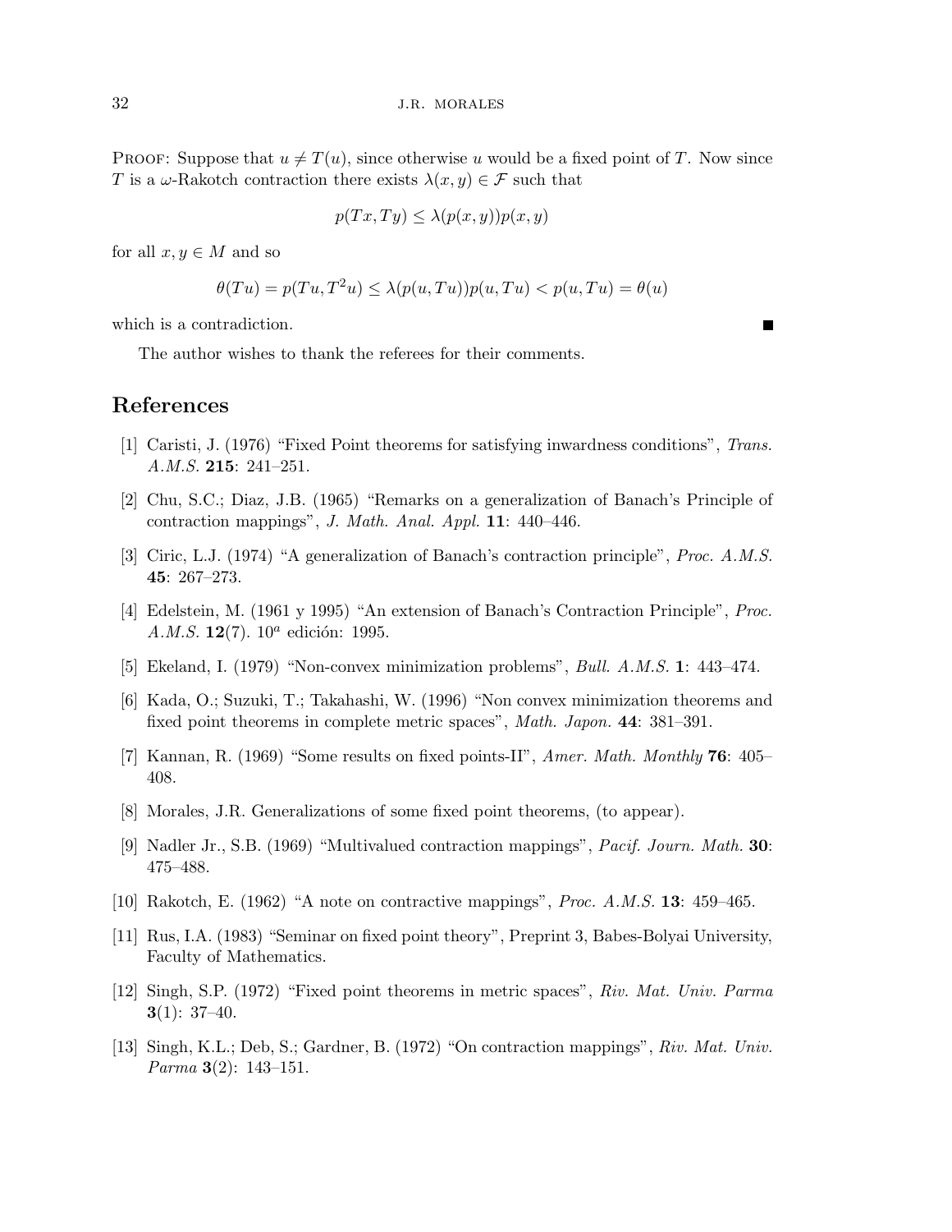PROOF: Suppose that $u \neq T(u)$, since otherwise $u$ would be a fixed point of $T$. Now since $T$ is a $\omega$-Rakotch contraction there exists $\lambda(x, y) \in \mathcal{F}$ such that

$$p(Tx, Ty) \leq \lambda(p(x, y))p(x, y)$$

for all $x, y \in M$ and so

$$\theta(Tu) = p(Tu, T^2u) \leq \lambda(p(u, Tu))p(u, Tu) < p(u, Tu) = \theta(u)$$

which is a contradiction. ∎

The author wishes to thank the referees for their comments.

## References

[1] Caristi, J. (1976) "Fixed Point theorems for satisfying inwardness conditions", *Trans. A.M.S.* **215**: 241–251.

[2] Chu, S.C.; Diaz, J.B. (1965) "Remarks on a generalization of Banach's Principle of contraction mappings", *J. Math. Anal. Appl.* **11**: 440–446.

[3] Ciric, L.J. (1974) "A generalization of Banach's contraction principle", *Proc. A.M.S.* **45**: 267–273.

[4] Edelstein, M. (1961 y 1995) "An extension of Banach's Contraction Principle", *Proc. A.M.S.* **12**(7). $10^a$ edición: 1995.

[5] Ekeland, I. (1979) "Non-convex minimization problems", *Bull. A.M.S.* **1**: 443–474.

[6] Kada, O.; Suzuki, T.; Takahashi, W. (1996) "Non convex minimization theorems and fixed point theorems in complete metric spaces", *Math. Japon.* **44**: 381–391.

[7] Kannan, R. (1969) "Some results on fixed points-II", *Amer. Math. Monthly* **76**: 405–408.

[8] Morales, J.R. Generalizations of some fixed point theorems, (to appear).

[9] Nadler Jr., S.B. (1969) "Multivalued contraction mappings", *Pacif. Journ. Math.* **30**: 475–488.

[10] Rakotch, E. (1962) "A note on contractive mappings", *Proc. A.M.S.* **13**: 459–465.

[11] Rus, I.A. (1983) "Seminar on fixed point theory", Preprint 3, Babes-Bolyai University, Faculty of Mathematics.

[12] Singh, S.P. (1972) "Fixed point theorems in metric spaces", *Riv. Mat. Univ. Parma* **3**(1): 37–40.

[13] Singh, K.L.; Deb, S.; Gardner, B. (1972) "On contraction mappings", *Riv. Mat. Univ. Parma* **3**(2): 143–151.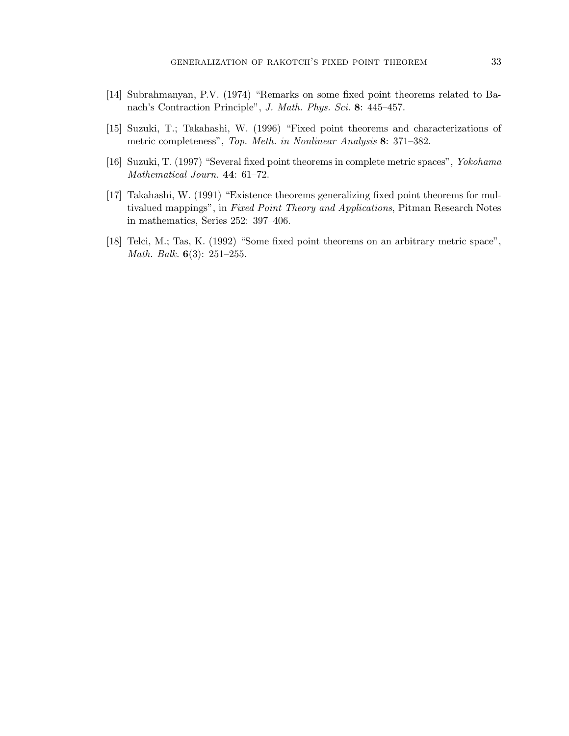[14] Subrahmanyan, P.V. (1974) "Remarks on some fixed point theorems related to Banach's Contraction Principle", *J. Math. Phys. Sci.* **8**: 445–457.

[15] Suzuki, T.; Takahashi, W. (1996) "Fixed point theorems and characterizations of metric completeness", *Top. Meth. in Nonlinear Analysis* **8**: 371–382.

[16] Suzuki, T. (1997) "Several fixed point theorems in complete metric spaces", *Yokohama Mathematical Journ.* **44**: 61–72.

[17] Takahashi, W. (1991) "Existence theorems generalizing fixed point theorems for multivalued mappings", in *Fixed Point Theory and Applications*, Pitman Research Notes in mathematics, Series 252: 397–406.

[18] Telci, M.; Tas, K. (1992) "Some fixed point theorems on an arbitrary metric space", *Math. Balk.* **6**(3): 251–255.